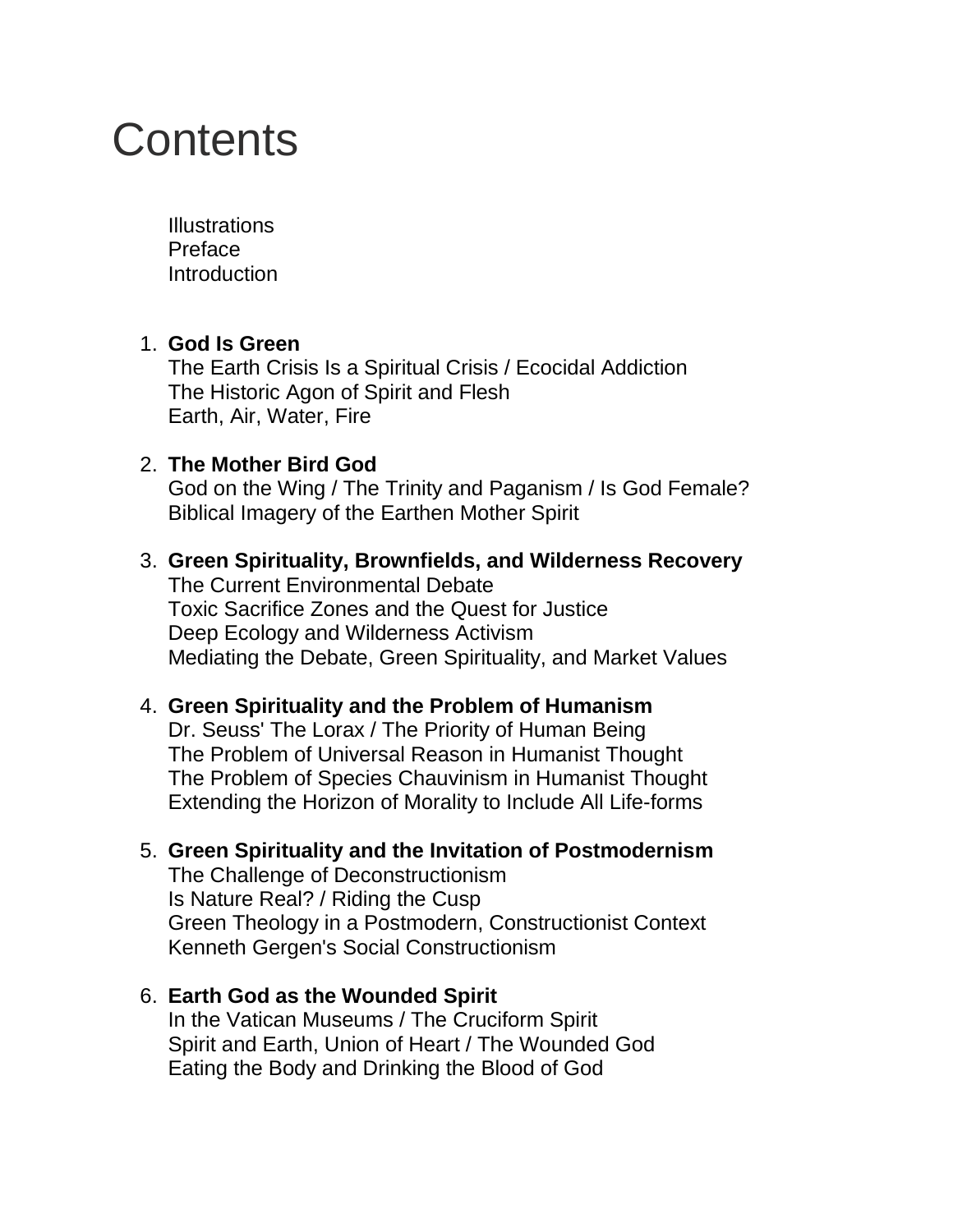# Contents

Illustrations
Preface
Introduction

1. **God Is Green**
   The Earth Crisis Is a Spiritual Crisis / Ecocidal Addiction
   The Historic Agon of Spirit and Flesh
   Earth, Air, Water, Fire

2. **The Mother Bird God**
   God on the Wing / The Trinity and Paganism / Is God Female?
   Biblical Imagery of the Earthen Mother Spirit

3. **Green Spirituality, Brownfields, and Wilderness Recovery**
   The Current Environmental Debate
   Toxic Sacrifice Zones and the Quest for Justice
   Deep Ecology and Wilderness Activism
   Mediating the Debate, Green Spirituality, and Market Values

4. **Green Spirituality and the Problem of Humanism**
   Dr. Seuss' The Lorax / The Priority of Human Being
   The Problem of Universal Reason in Humanist Thought
   The Problem of Species Chauvinism in Humanist Thought
   Extending the Horizon of Morality to Include All Life-forms

5. **Green Spirituality and the Invitation of Postmodernism**
   The Challenge of Deconstructionism
   Is Nature Real? / Riding the Cusp
   Green Theology in a Postmodern, Constructionist Context
   Kenneth Gergen's Social Constructionism

6. **Earth God as the Wounded Spirit**
   In the Vatican Museums / The Cruciform Spirit
   Spirit and Earth, Union of Heart / The Wounded God
   Eating the Body and Drinking the Blood of God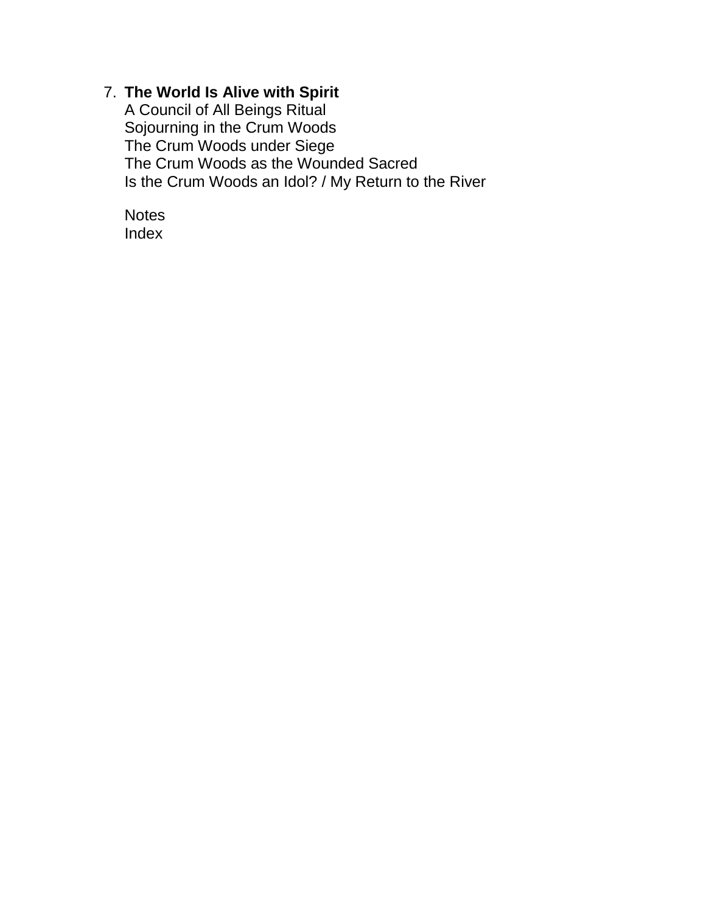7. **The World Is Alive with Spirit**
   A Council of All Beings Ritual
   Sojourning in the Crum Woods
   The Crum Woods under Siege
   The Crum Woods as the Wounded Sacred
   Is the Crum Woods an Idol? / My Return to the River

   Notes
   Index